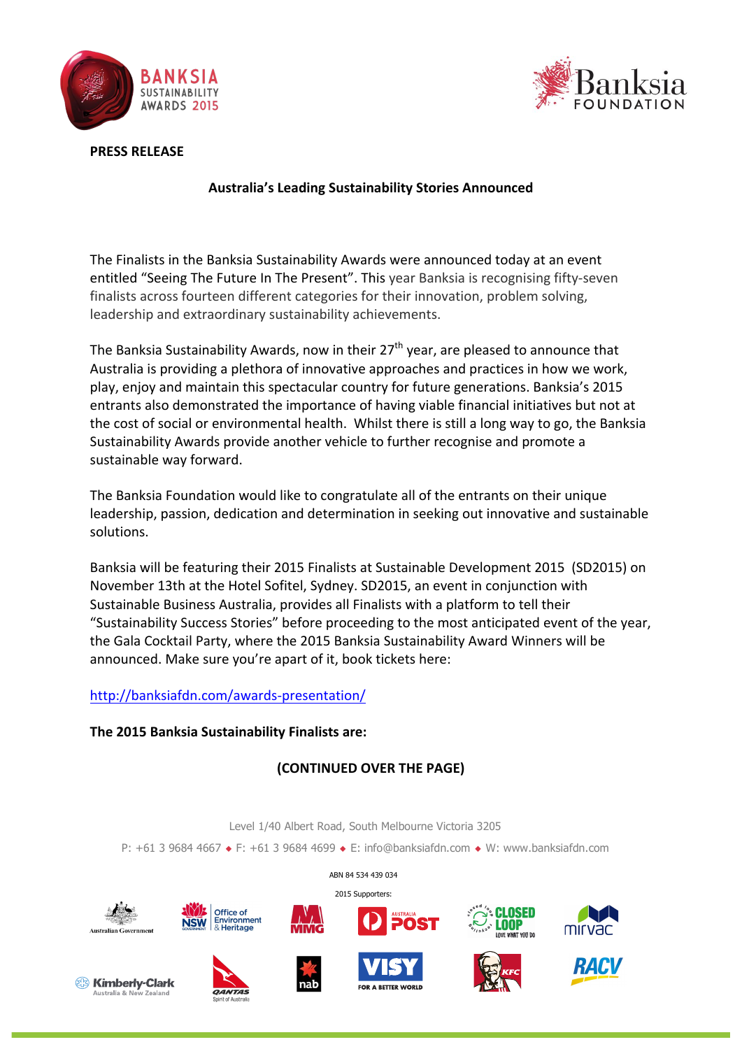**PRESS RELEASE**

**Australia's Leading Sustainability Stories Announced**

The Finalists in the Banksia Sustainability Awards were announced today at an event entitled "Seeing The Future In The Present". This year Banksia is recognising fifty-seven finalists across fourteen different categories for their innovation, problem solving, leadership and extraordinary sustainability achievements.

The Banksia Sustainability Awards, now in their 27th year, are pleased to announce that Australia is providing a plethora of innovative approaches and practices in how we work, play, enjoy and maintain this spectacular country for future generations. Banksia's 2015 entrants also demonstrated the importance of having viable financial initiatives but not at the cost of social or environmental health. Whilst there is still a long way to go, the Banksia Sustainability Awards provide another vehicle to further recognise and promote a sustainable way forward.

The Banksia Foundation would like to congratulate all of the entrants on their unique leadership, passion, dedication and determination in seeking out innovative and sustainable solutions.

Banksia will be featuring their 2015 Finalists at Sustainable Development 2015 (SD2015) on November 13th at the Hotel Sofitel, Sydney. SD2015, an event in conjunction with Sustainable Business Australia, provides all Finalists with a platform to tell their "Sustainability Success Stories" before proceeding to the most anticipated event of the year, the Gala Cocktail Party, where the 2015 Banksia Sustainability Award Winners will be announced. Make sure you're apart of it, book tickets here:

http://banksiafdn.com/awards-presentation/

**The 2015 Banksia Sustainability Finalists are:**

**(CONTINUED OVER THE PAGE)**

Level 1/40 Albert Road, South Melbourne Victoria 3205

P: +61 3 9684 4667 ◆ F: +61 3 9684 4699 ◆ E: info@banksiafdn.com ◆ W: www.banksiafdn.com

ABN 84 534 439 034

2015 Supporters: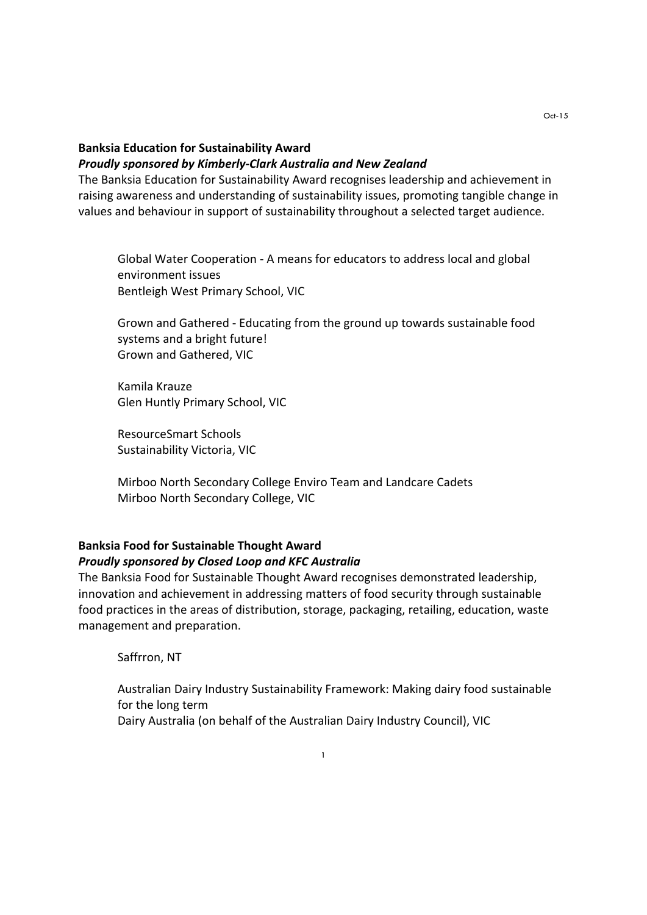Oct-15

**Banksia Education for Sustainability Award**

***Proudly sponsored by Kimberly-Clark Australia and New Zealand***

The Banksia Education for Sustainability Award recognises leadership and achievement in raising awareness and understanding of sustainability issues, promoting tangible change in values and behaviour in support of sustainability throughout a selected target audience.

Global Water Cooperation - A means for educators to address local and global environment issues
Bentleigh West Primary School, VIC

Grown and Gathered - Educating from the ground up towards sustainable food systems and a bright future!
Grown and Gathered, VIC

Kamila Krauze
Glen Huntly Primary School, VIC

ResourceSmart Schools
Sustainability Victoria, VIC

Mirboo North Secondary College Enviro Team and Landcare Cadets
Mirboo North Secondary College, VIC

**Banksia Food for Sustainable Thought Award**

***Proudly sponsored by Closed Loop and KFC Australia***

The Banksia Food for Sustainable Thought Award recognises demonstrated leadership, innovation and achievement in addressing matters of food security through sustainable food practices in the areas of distribution, storage, packaging, retailing, education, waste management and preparation.

Saffrron, NT

Australian Dairy Industry Sustainability Framework: Making dairy food sustainable for the long term
Dairy Australia (on behalf of the Australian Dairy Industry Council), VIC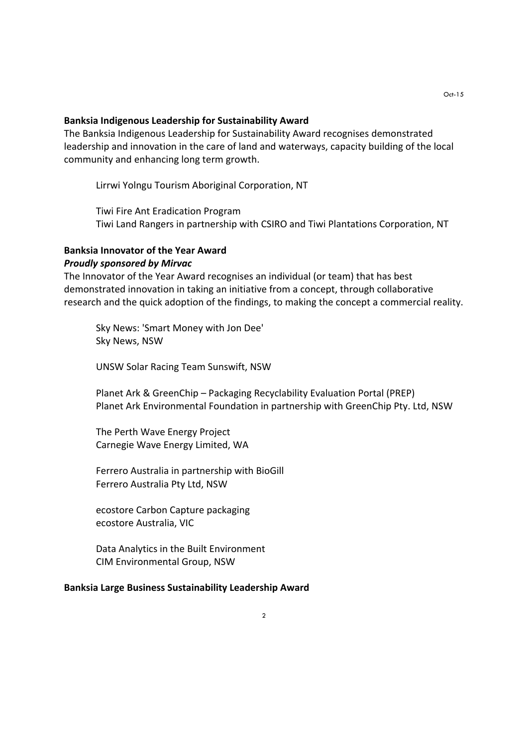**Banksia Indigenous Leadership for Sustainability Award**

The Banksia Indigenous Leadership for Sustainability Award recognises demonstrated leadership and innovation in the care of land and waterways, capacity building of the local community and enhancing long term growth.

Lirrwi Yolngu Tourism Aboriginal Corporation, NT

Tiwi Fire Ant Eradication Program
Tiwi Land Rangers in partnership with CSIRO and Tiwi Plantations Corporation, NT

**Banksia Innovator of the Year Award**
***Proudly sponsored by Mirvac***

The Innovator of the Year Award recognises an individual (or team) that has best demonstrated innovation in taking an initiative from a concept, through collaborative research and the quick adoption of the findings, to making the concept a commercial reality.

Sky News: 'Smart Money with Jon Dee'
Sky News, NSW

UNSW Solar Racing Team Sunswift, NSW

Planet Ark & GreenChip – Packaging Recyclability Evaluation Portal (PREP)
Planet Ark Environmental Foundation in partnership with GreenChip Pty. Ltd, NSW

The Perth Wave Energy Project
Carnegie Wave Energy Limited, WA

Ferrero Australia in partnership with BioGill
Ferrero Australia Pty Ltd, NSW

ecostore Carbon Capture packaging
ecostore Australia, VIC

Data Analytics in the Built Environment
CIM Environmental Group, NSW

**Banksia Large Business Sustainability Leadership Award**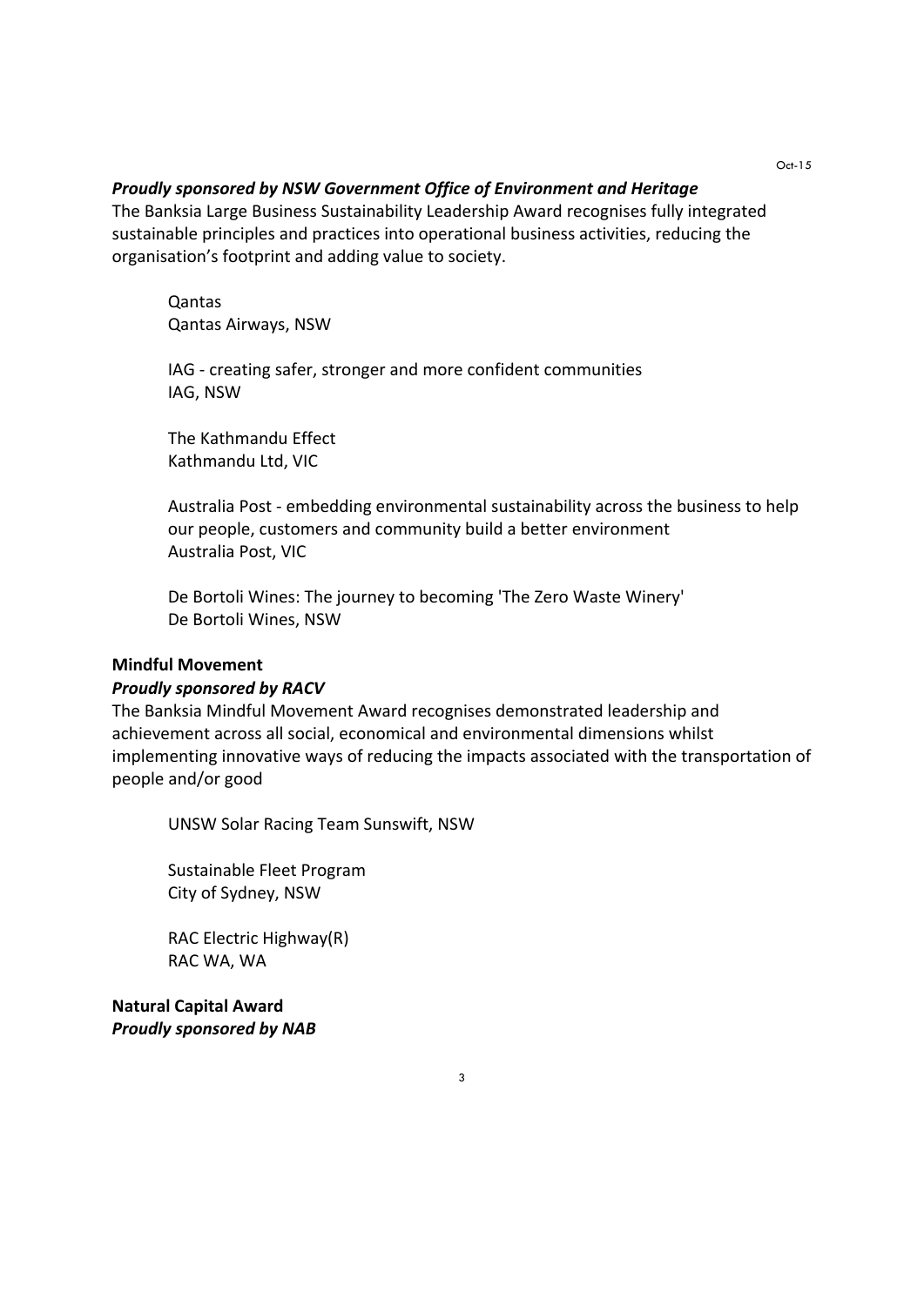***Proudly sponsored by NSW Government Office of Environment and Heritage***

The Banksia Large Business Sustainability Leadership Award recognises fully integrated sustainable principles and practices into operational business activities, reducing the organisation's footprint and adding value to society.

Qantas
Qantas Airways, NSW

IAG - creating safer, stronger and more confident communities
IAG, NSW

The Kathmandu Effect
Kathmandu Ltd, VIC

Australia Post - embedding environmental sustainability across the business to help our people, customers and community build a better environment
Australia Post, VIC

De Bortoli Wines: The journey to becoming 'The Zero Waste Winery'
De Bortoli Wines, NSW

**Mindful Movement**

***Proudly sponsored by RACV***

The Banksia Mindful Movement Award recognises demonstrated leadership and achievement across all social, economical and environmental dimensions whilst implementing innovative ways of reducing the impacts associated with the transportation of people and/or good

UNSW Solar Racing Team Sunswift, NSW

Sustainable Fleet Program
City of Sydney, NSW

RAC Electric Highway(R)
RAC WA, WA

**Natural Capital Award**

***Proudly sponsored by NAB***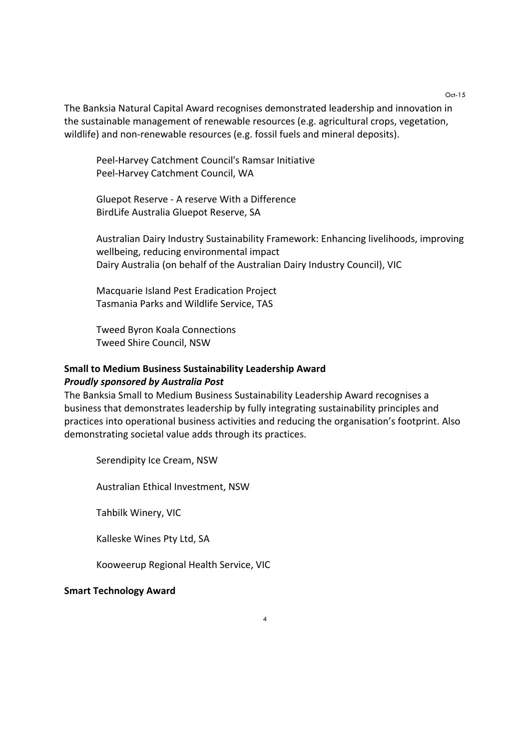The Banksia Natural Capital Award recognises demonstrated leadership and innovation in the sustainable management of renewable resources (e.g. agricultural crops, vegetation, wildlife) and non-renewable resources (e.g. fossil fuels and mineral deposits).

Peel-Harvey Catchment Council's Ramsar Initiative
Peel-Harvey Catchment Council, WA

Gluepot Reserve - A reserve With a Difference
BirdLife Australia Gluepot Reserve, SA

Australian Dairy Industry Sustainability Framework: Enhancing livelihoods, improving wellbeing, reducing environmental impact
Dairy Australia (on behalf of the Australian Dairy Industry Council), VIC

Macquarie Island Pest Eradication Project
Tasmania Parks and Wildlife Service, TAS

Tweed Byron Koala Connections
Tweed Shire Council, NSW

**Small to Medium Business Sustainability Leadership Award**
***Proudly sponsored by Australia Post***

The Banksia Small to Medium Business Sustainability Leadership Award recognises a business that demonstrates leadership by fully integrating sustainability principles and practices into operational business activities and reducing the organisation's footprint. Also demonstrating societal value adds through its practices.

Serendipity Ice Cream, NSW

Australian Ethical Investment, NSW

Tahbilk Winery, VIC

Kalleske Wines Pty Ltd, SA

Kooweerup Regional Health Service, VIC

**Smart Technology Award**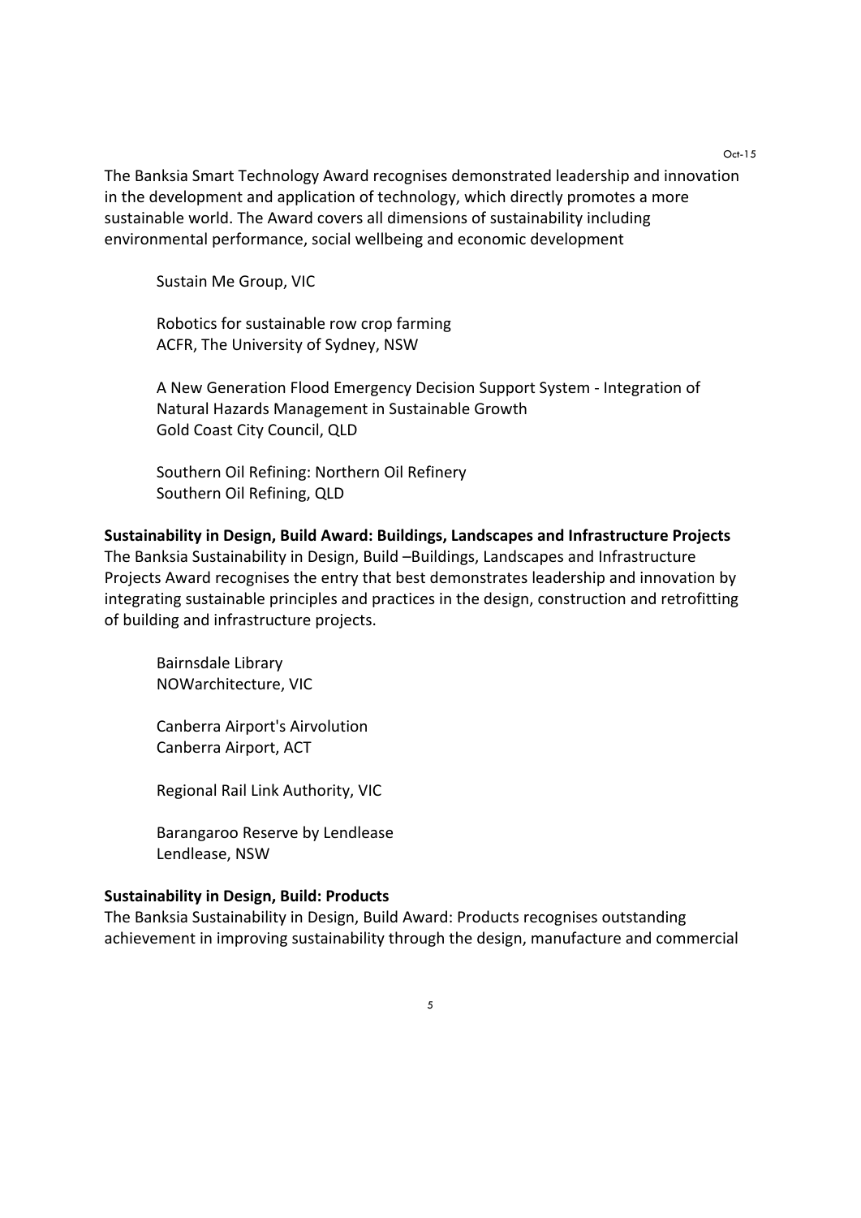The Banksia Smart Technology Award recognises demonstrated leadership and innovation in the development and application of technology, which directly promotes a more sustainable world. The Award covers all dimensions of sustainability including environmental performance, social wellbeing and economic development

Sustain Me Group, VIC

Robotics for sustainable row crop farming
ACFR, The University of Sydney, NSW

A New Generation Flood Emergency Decision Support System - Integration of Natural Hazards Management in Sustainable Growth
Gold Coast City Council, QLD

Southern Oil Refining: Northern Oil Refinery
Southern Oil Refining, QLD

**Sustainability in Design, Build Award: Buildings, Landscapes and Infrastructure Projects**

The Banksia Sustainability in Design, Build –Buildings, Landscapes and Infrastructure Projects Award recognises the entry that best demonstrates leadership and innovation by integrating sustainable principles and practices in the design, construction and retrofitting of building and infrastructure projects.

Bairnsdale Library
NOWarchitecture, VIC

Canberra Airport's Airvolution
Canberra Airport, ACT

Regional Rail Link Authority, VIC

Barangaroo Reserve by Lendlease
Lendlease, NSW

**Sustainability in Design, Build: Products**

The Banksia Sustainability in Design, Build Award: Products recognises outstanding achievement in improving sustainability through the design, manufacture and commercial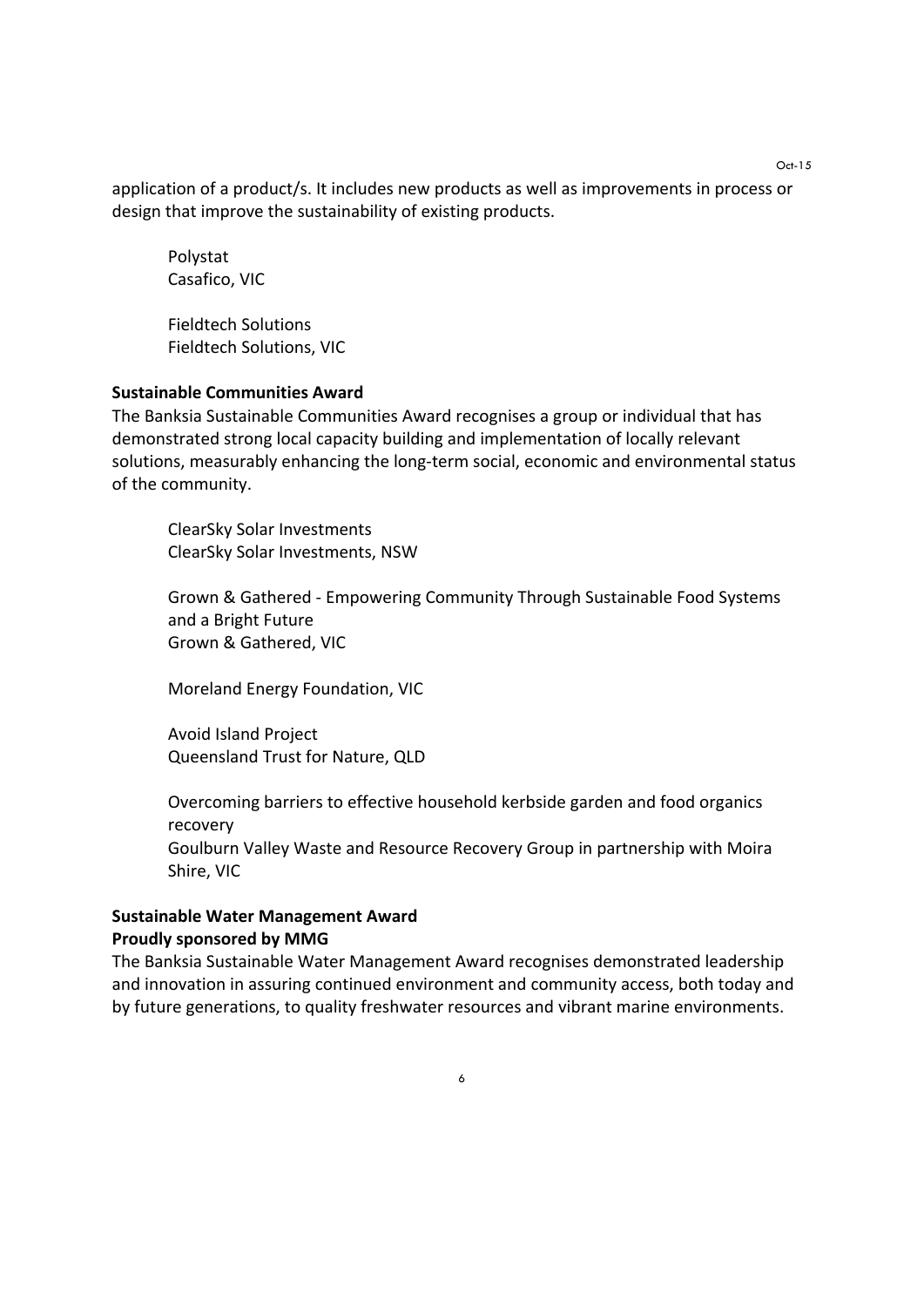application of a product/s. It includes new products as well as improvements in process or design that improve the sustainability of existing products.

Polystat
Casafico, VIC

Fieldtech Solutions
Fieldtech Solutions, VIC

**Sustainable Communities Award**

The Banksia Sustainable Communities Award recognises a group or individual that has demonstrated strong local capacity building and implementation of locally relevant solutions, measurably enhancing the long-term social, economic and environmental status of the community.

ClearSky Solar Investments
ClearSky Solar Investments, NSW

Grown & Gathered - Empowering Community Through Sustainable Food Systems and a Bright Future
Grown & Gathered, VIC

Moreland Energy Foundation, VIC

Avoid Island Project
Queensland Trust for Nature, QLD

Overcoming barriers to effective household kerbside garden and food organics recovery
Goulburn Valley Waste and Resource Recovery Group in partnership with Moira Shire, VIC

**Sustainable Water Management Award**
**Proudly sponsored by MMG**

The Banksia Sustainable Water Management Award recognises demonstrated leadership and innovation in assuring continued environment and community access, both today and by future generations, to quality freshwater resources and vibrant marine environments.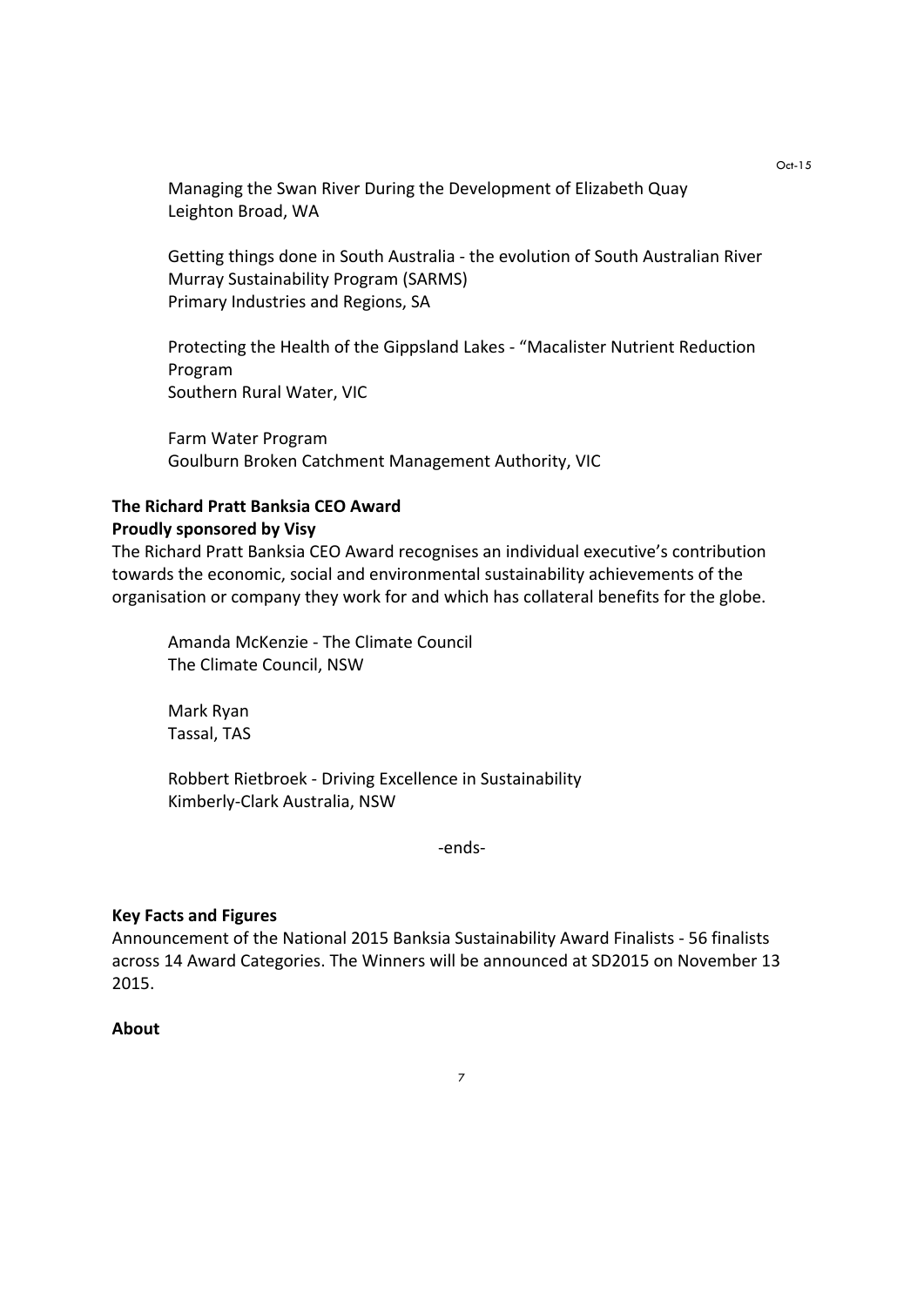Managing the Swan River During the Development of Elizabeth Quay
Leighton Broad, WA

Getting things done in South Australia - the evolution of South Australian River Murray Sustainability Program (SARMS)
Primary Industries and Regions, SA

Protecting the Health of the Gippsland Lakes - "Macalister Nutrient Reduction Program
Southern Rural Water, VIC

Farm Water Program
Goulburn Broken Catchment Management Authority, VIC

**The Richard Pratt Banksia CEO Award**
**Proudly sponsored by Visy**

The Richard Pratt Banksia CEO Award recognises an individual executive's contribution towards the economic, social and environmental sustainability achievements of the organisation or company they work for and which has collateral benefits for the globe.

Amanda McKenzie - The Climate Council
The Climate Council, NSW

Mark Ryan
Tassal, TAS

Robbert Rietbroek - Driving Excellence in Sustainability
Kimberly-Clark Australia, NSW

-ends-

**Key Facts and Figures**

Announcement of the National 2015 Banksia Sustainability Award Finalists - 56 finalists across 14 Award Categories. The Winners will be announced at SD2015 on November 13 2015.

**About**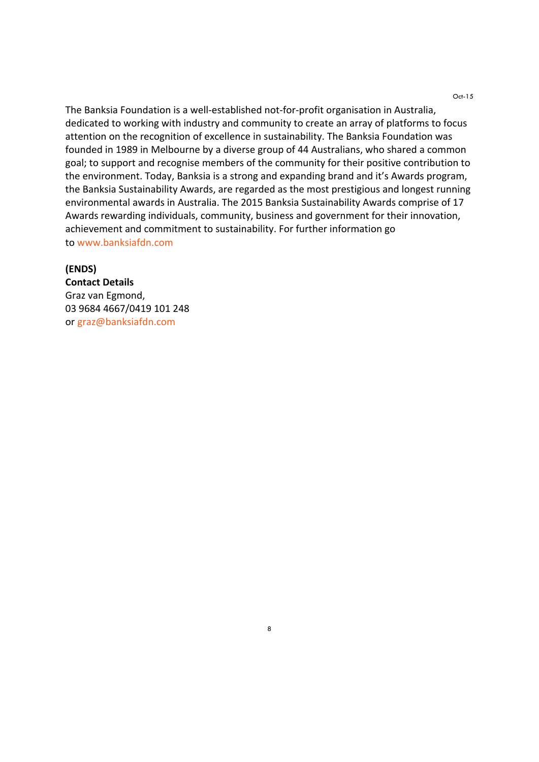The Banksia Foundation is a well-established not-for-profit organisation in Australia, dedicated to working with industry and community to create an array of platforms to focus attention on the recognition of excellence in sustainability. The Banksia Foundation was founded in 1989 in Melbourne by a diverse group of 44 Australians, who shared a common goal; to support and recognise members of the community for their positive contribution to the environment. Today, Banksia is a strong and expanding brand and it's Awards program, the Banksia Sustainability Awards, are regarded as the most prestigious and longest running environmental awards in Australia. The 2015 Banksia Sustainability Awards comprise of 17 Awards rewarding individuals, community, business and government for their innovation, achievement and commitment to sustainability. For further information go to www.banksiafdn.com

**(ENDS)**

**Contact Details**

Graz van Egmond,
03 9684 4667/0419 101 248
or graz@banksiafdn.com